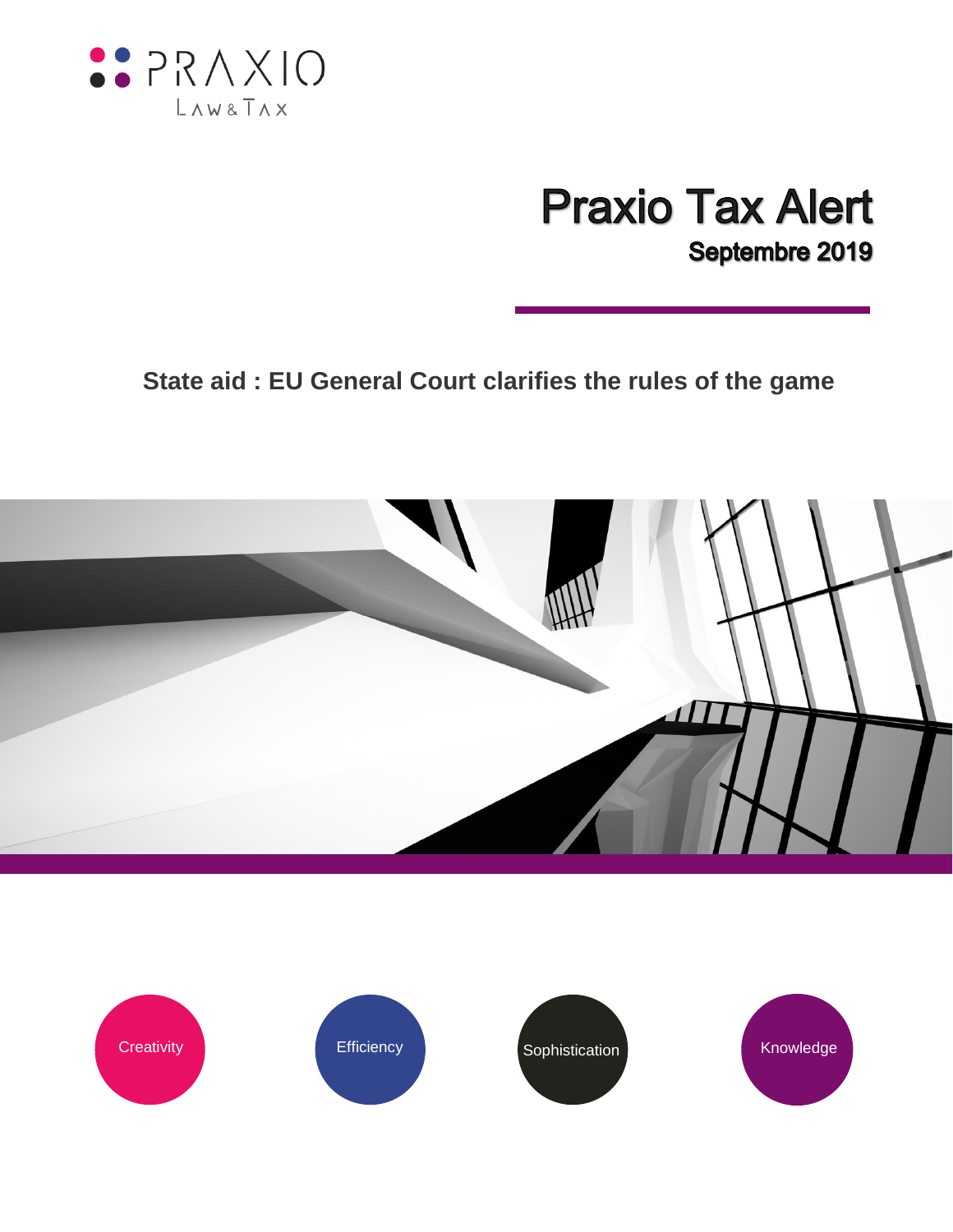PRAXIO

LAW & TAX

# Praxio Tax Alert

**Septembre 2019**

## State aid : EU General Court clarifies the rules of the game

Creativity

Efficiency

Sophistication

Knowledge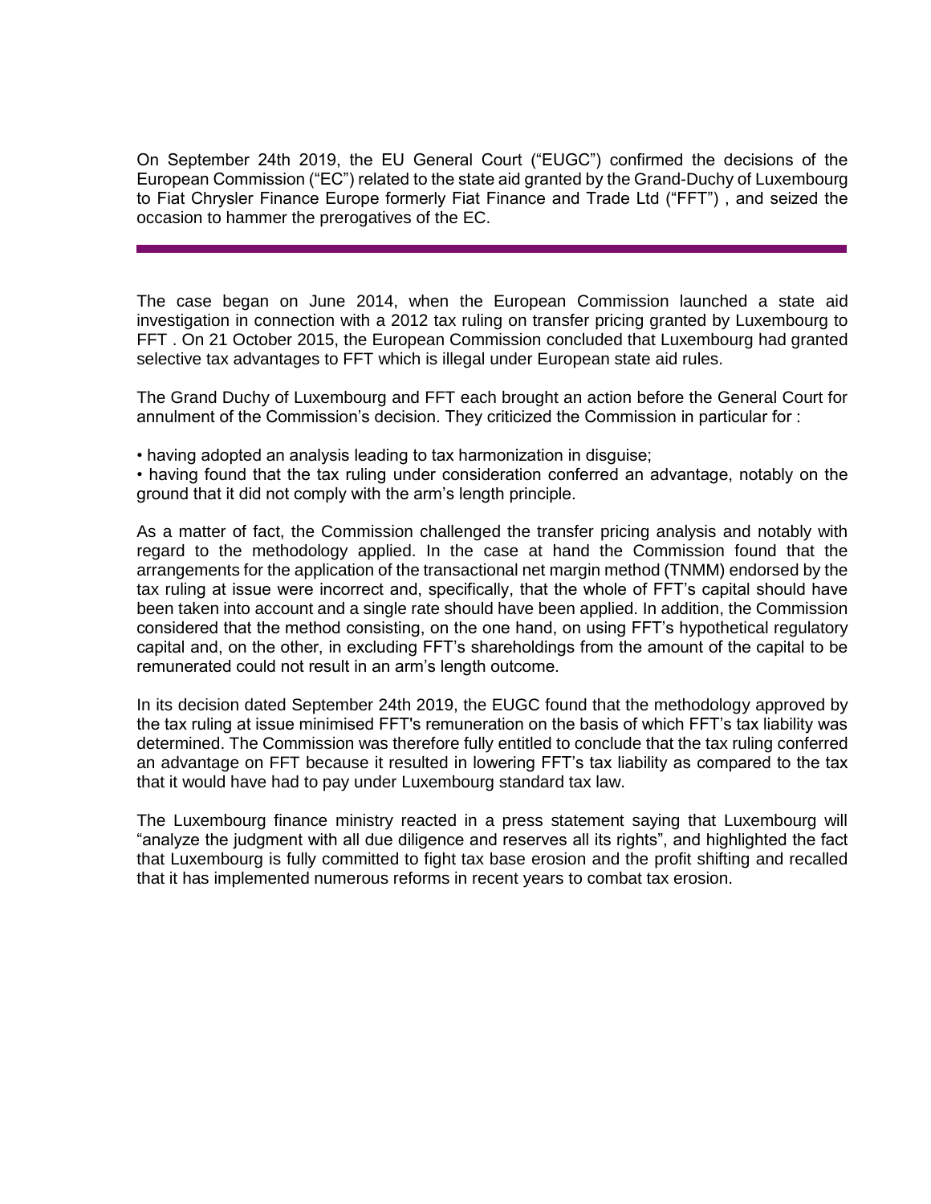On September 24th 2019, the EU General Court ("EUGC") confirmed the decisions of the European Commission ("EC") related to the state aid granted by the Grand-Duchy of Luxembourg to Fiat Chrysler Finance Europe formerly Fiat Finance and Trade Ltd ("FFT") , and seized the occasion to hammer the prerogatives of the EC.

---

The case began on June 2014, when the European Commission launched a state aid investigation in connection with a 2012 tax ruling on transfer pricing granted by Luxembourg to FFT . On 21 October 2015, the European Commission concluded that Luxembourg had granted selective tax advantages to FFT which is illegal under European state aid rules.

The Grand Duchy of Luxembourg and FFT each brought an action before the General Court for annulment of the Commission's decision. They criticized the Commission in particular for :

- having adopted an analysis leading to tax harmonization in disguise;
- having found that the tax ruling under consideration conferred an advantage, notably on the ground that it did not comply with the arm's length principle.

As a matter of fact, the Commission challenged the transfer pricing analysis and notably with regard to the methodology applied. In the case at hand the Commission found that the arrangements for the application of the transactional net margin method (TNMM) endorsed by the tax ruling at issue were incorrect and, specifically, that the whole of FFT's capital should have been taken into account and a single rate should have been applied. In addition, the Commission considered that the method consisting, on the one hand, on using FFT's hypothetical regulatory capital and, on the other, in excluding FFT's shareholdings from the amount of the capital to be remunerated could not result in an arm's length outcome.

In its decision dated September 24th 2019, the EUGC found that the methodology approved by the tax ruling at issue minimised FFT's remuneration on the basis of which FFT's tax liability was determined. The Commission was therefore fully entitled to conclude that the tax ruling conferred an advantage on FFT because it resulted in lowering FFT's tax liability as compared to the tax that it would have had to pay under Luxembourg standard tax law.

The Luxembourg finance ministry reacted in a press statement saying that Luxembourg will "analyze the judgment with all due diligence and reserves all its rights", and highlighted the fact that Luxembourg is fully committed to fight tax base erosion and the profit shifting and recalled that it has implemented numerous reforms in recent years to combat tax erosion.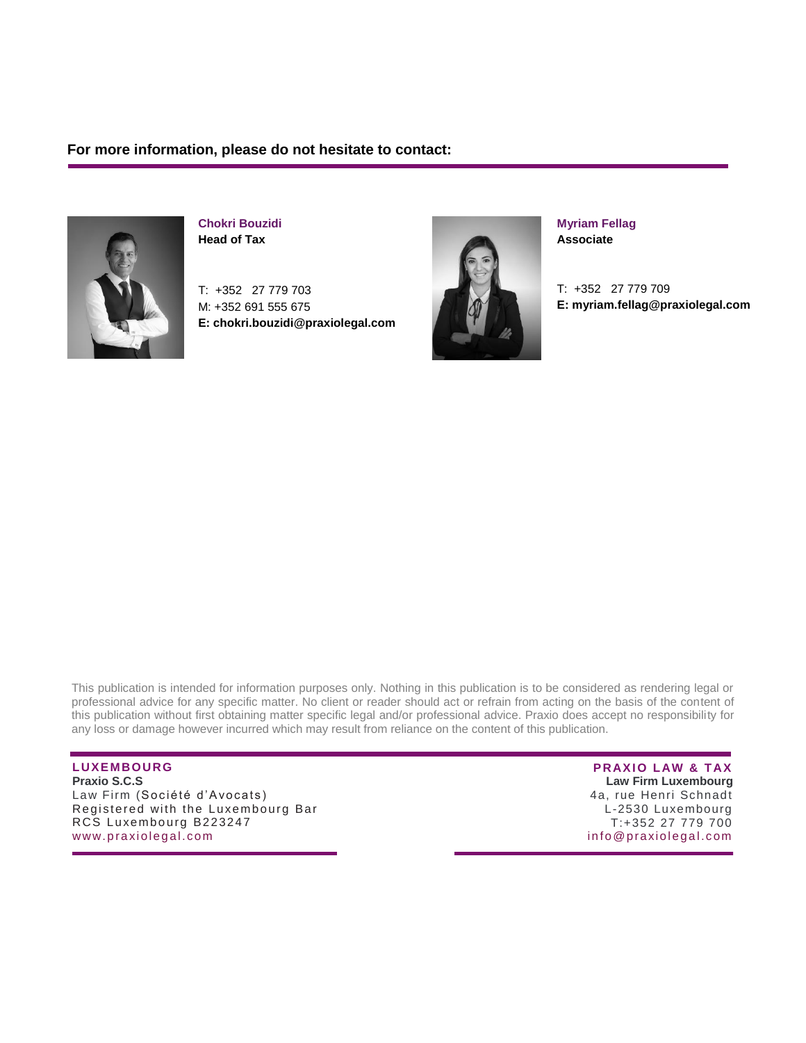**For more information, please do not hesitate to contact:**

**Chokri Bouzidi**
**Head of Tax**

T: +352 27 779 703
M: +352 691 555 675
**E: chokri.bouzidi@praxiolegal.com**

**Myriam Fellag**
**Associate**

T: +352 27 779 709
**E: myriam.fellag@praxiolegal.com**

This publication is intended for information purposes only. Nothing in this publication is to be considered as rendering legal or professional advice for any specific matter. No client or reader should act or refrain from acting on the basis of the content of this publication without first obtaining matter specific legal and/or professional advice. Praxio does accept no responsibility for any loss or damage however incurred which may result from reliance on the content of this publication.

**LUXEMBOURG**
**Praxio S.C.S**
Law Firm (Société d'Avocats)
Registered with the Luxembourg Bar
RCS Luxembourg B223247
www.praxiolegal.com

**PRAXIO LAW & TAX**
**Law Firm Luxembourg**
4a, rue Henri Schnadt
L-2530 Luxembourg
T:+352 27 779 700
info@praxiolegal.com